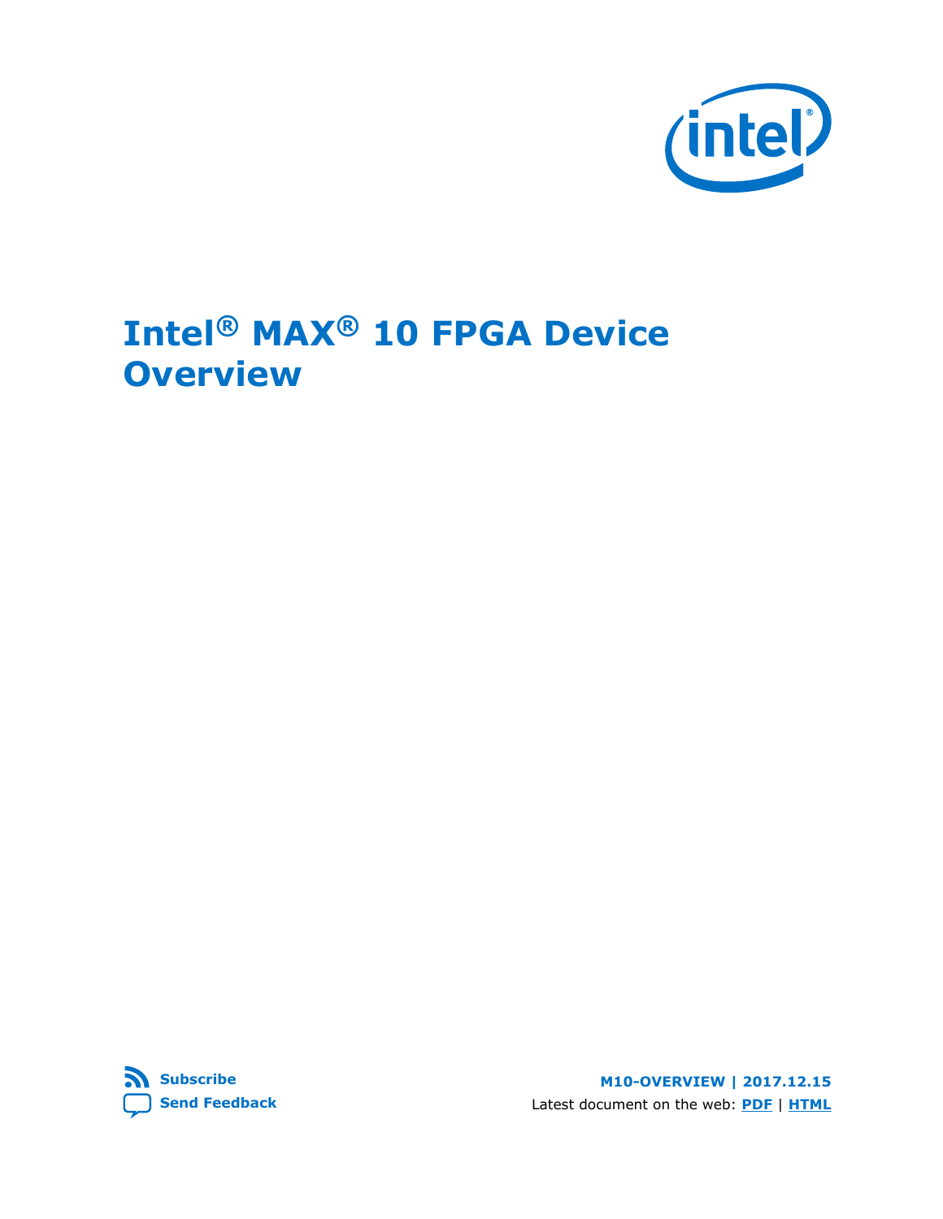# Intel® MAX® 10 FPGA Device Overview

Subscribe

Send Feedback

**M10-OVERVIEW | 2017.12.15**

Latest document on the web: **PDF** | **HTML**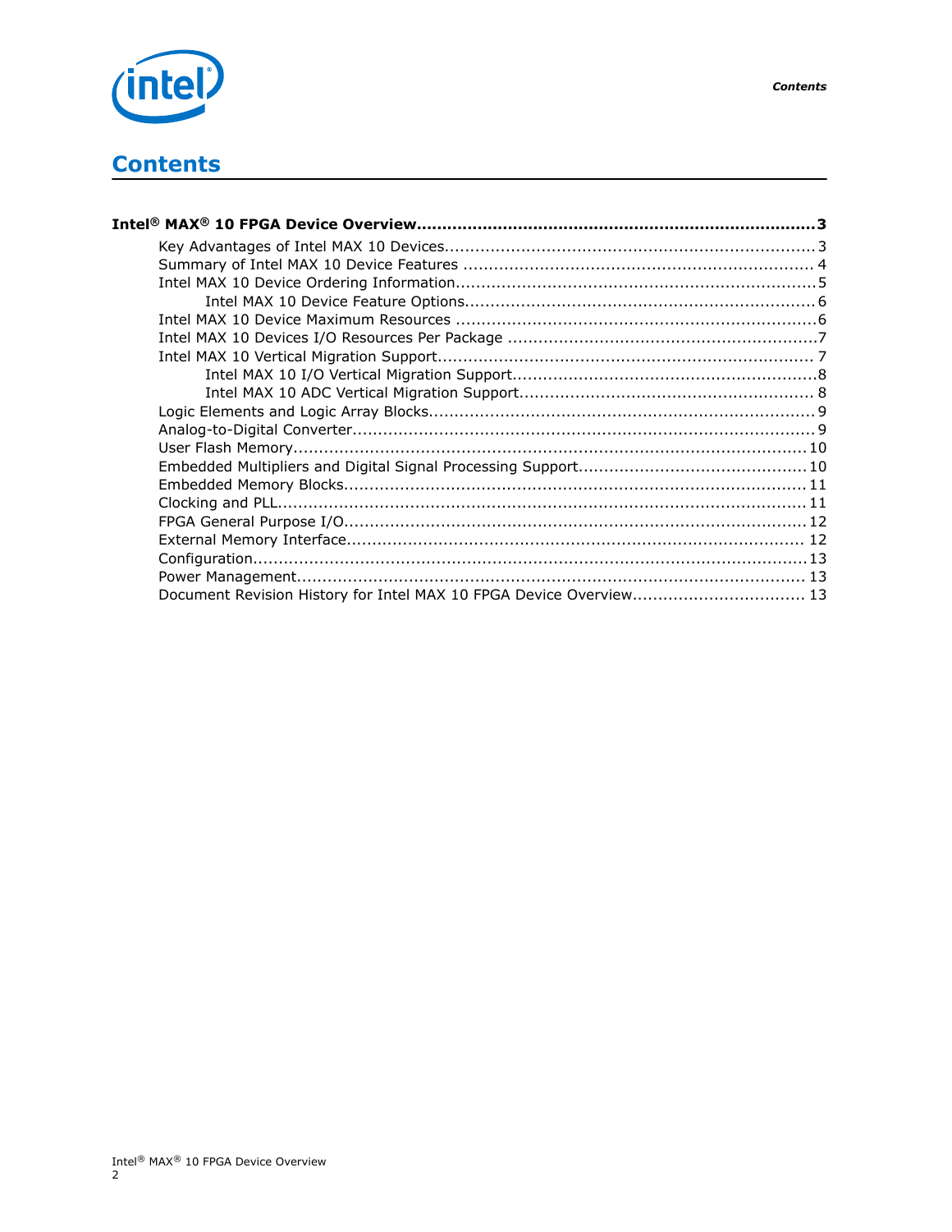# Contents

**Intel® MAX® 10 FPGA Device Overview ... 3**

- Key Advantages of Intel MAX 10 Devices ... 3
- Summary of Intel MAX 10 Device Features ... 4
- Intel MAX 10 Device Ordering Information ... 5
    - Intel MAX 10 Device Feature Options ... 6
- Intel MAX 10 Device Maximum Resources ... 6
- Intel MAX 10 Devices I/O Resources Per Package ... 7
- Intel MAX 10 Vertical Migration Support ... 7
    - Intel MAX 10 I/O Vertical Migration Support ... 8
    - Intel MAX 10 ADC Vertical Migration Support ... 8
- Logic Elements and Logic Array Blocks ... 9
- Analog-to-Digital Converter ... 9
- User Flash Memory ... 10
- Embedded Multipliers and Digital Signal Processing Support ... 10
- Embedded Memory Blocks ... 11
- Clocking and PLL ... 11
- FPGA General Purpose I/O ... 12
- External Memory Interface ... 12
- Configuration ... 13
- Power Management ... 13
- Document Revision History for Intel MAX 10 FPGA Device Overview ... 13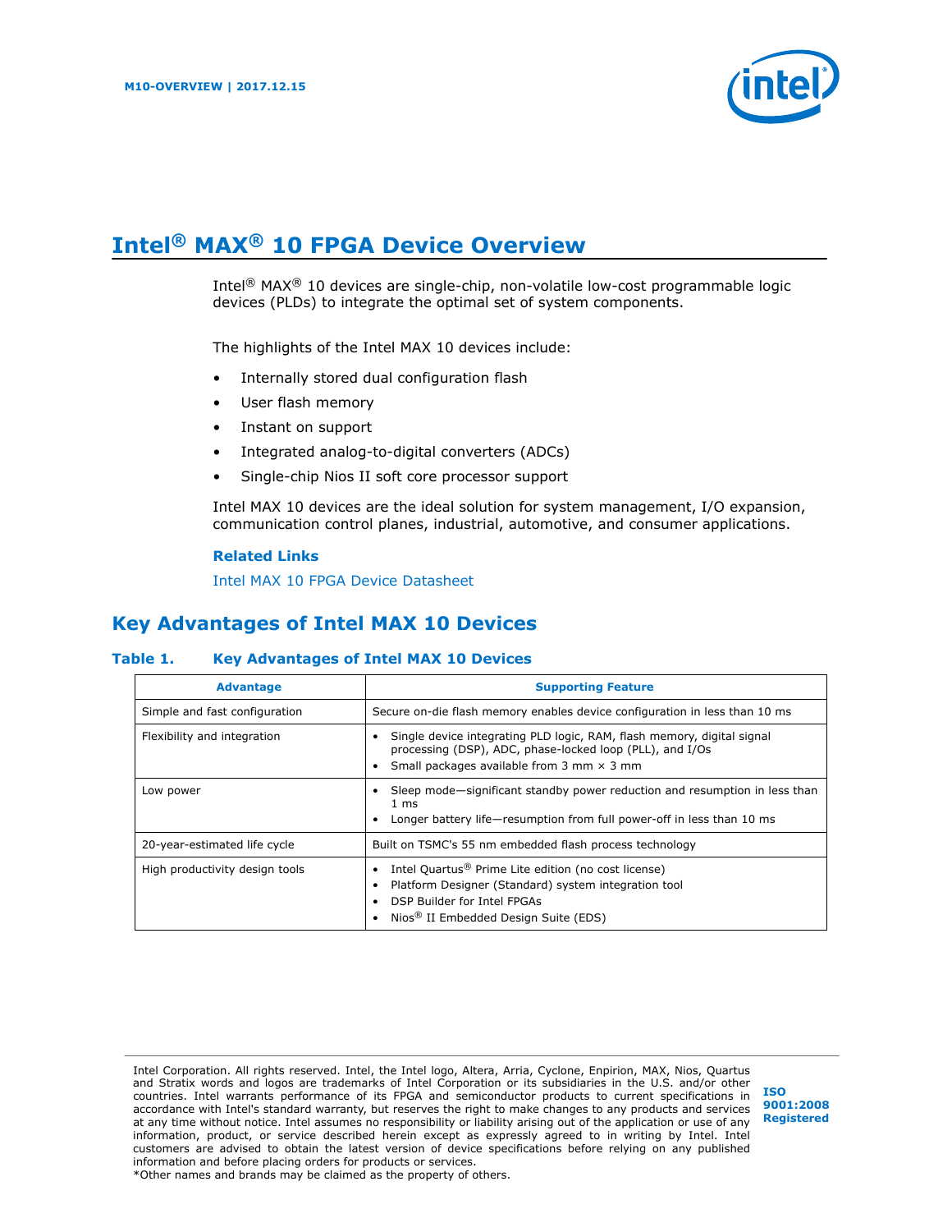# Intel® MAX® 10 FPGA Device Overview

Intel® MAX® 10 devices are single-chip, non-volatile low-cost programmable logic devices (PLDs) to integrate the optimal set of system components.

The highlights of the Intel MAX 10 devices include:

- Internally stored dual configuration flash
- User flash memory
- Instant on support
- Integrated analog-to-digital converters (ADCs)
- Single-chip Nios II soft core processor support

Intel MAX 10 devices are the ideal solution for system management, I/O expansion, communication control planes, industrial, automotive, and consumer applications.

**Related Links**

Intel MAX 10 FPGA Device Datasheet

## Key Advantages of Intel MAX 10 Devices

**Table 1. Key Advantages of Intel MAX 10 Devices**

| Advantage | Supporting Feature |
| --- | --- |
| Simple and fast configuration | Secure on-die flash memory enables device configuration in less than 10 ms |
| Flexibility and integration | • Single device integrating PLD logic, RAM, flash memory, digital signal processing (DSP), ADC, phase-locked loop (PLL), and I/Os<br>• Small packages available from 3 mm × 3 mm |
| Low power | • Sleep mode—significant standby power reduction and resumption in less than 1 ms<br>• Longer battery life—resumption from full power-off in less than 10 ms |
| 20-year-estimated life cycle | Built on TSMC's 55 nm embedded flash process technology |
| High productivity design tools | • Intel Quartus® Prime Lite edition (no cost license)<br>• Platform Designer (Standard) system integration tool<br>• DSP Builder for Intel FPGAs<br>• Nios® II Embedded Design Suite (EDS) |

Intel Corporation. All rights reserved. Intel, the Intel logo, Altera, Arria, Cyclone, Enpirion, MAX, Nios, Quartus and Stratix words and logos are trademarks of Intel Corporation or its subsidiaries in the U.S. and/or other countries. Intel warrants performance of its FPGA and semiconductor products to current specifications in accordance with Intel's standard warranty, but reserves the right to make changes to any products and services at any time without notice. Intel assumes no responsibility or liability arising out of the application or use of any information, product, or service described herein except as expressly agreed to in writing by Intel. Intel customers are advised to obtain the latest version of device specifications before relying on any published information and before placing orders for products or services.
*Other names and brands may be claimed as the property of others.

**ISO 9001:2008 Registered**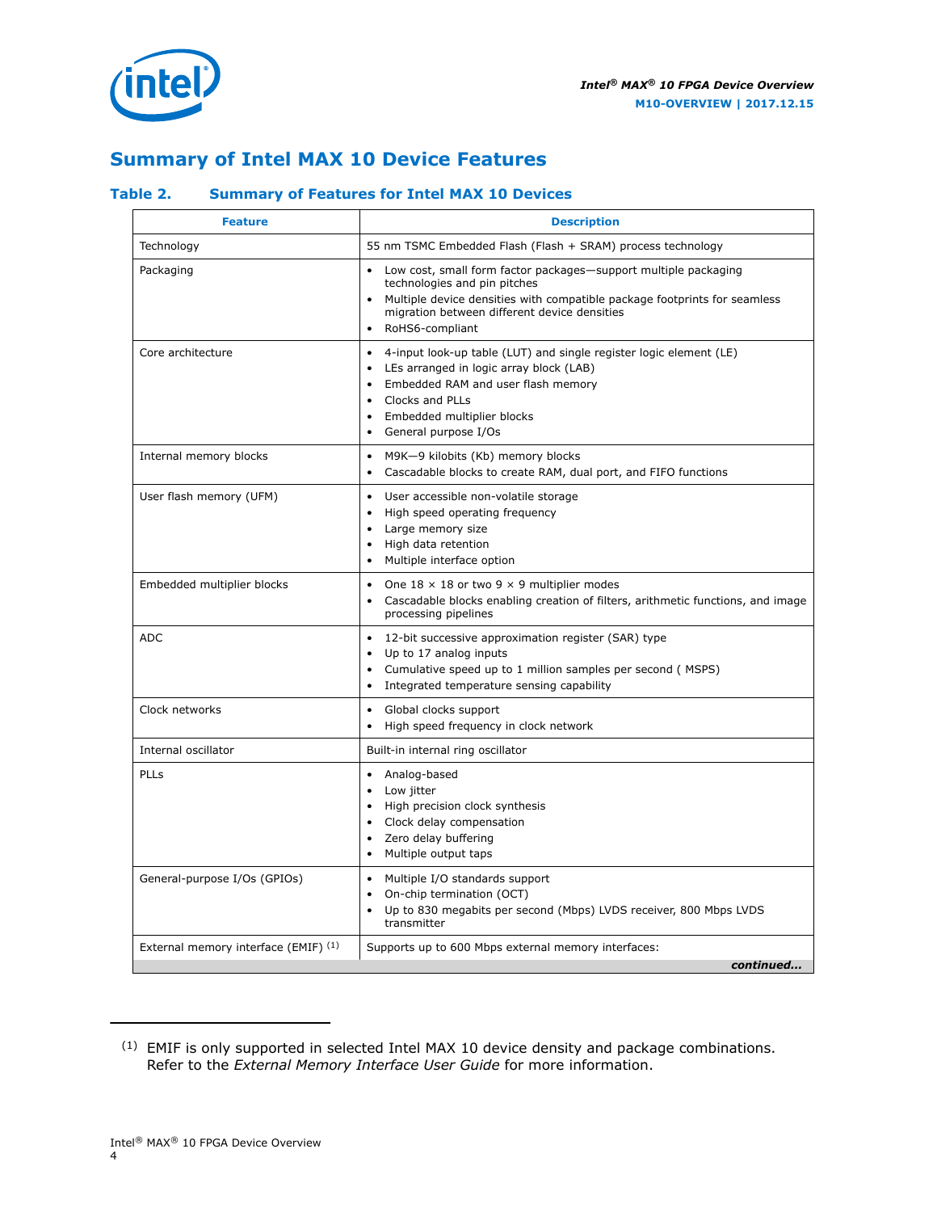## Summary of Intel MAX 10 Device Features

### Table 2. Summary of Features for Intel MAX 10 Devices

| Feature | Description |
|---|---|
| Technology | 55 nm TSMC Embedded Flash (Flash + SRAM) process technology |
| Packaging | • Low cost, small form factor packages—support multiple packaging technologies and pin pitches<br>• Multiple device densities with compatible package footprints for seamless migration between different device densities<br>• RoHS6-compliant |
| Core architecture | • 4-input look-up table (LUT) and single register logic element (LE)<br>• LEs arranged in logic array block (LAB)<br>• Embedded RAM and user flash memory<br>• Clocks and PLLs<br>• Embedded multiplier blocks<br>• General purpose I/Os |
| Internal memory blocks | • M9K—9 kilobits (Kb) memory blocks<br>• Cascadable blocks to create RAM, dual port, and FIFO functions |
| User flash memory (UFM) | • User accessible non-volatile storage<br>• High speed operating frequency<br>• Large memory size<br>• High data retention<br>• Multiple interface option |
| Embedded multiplier blocks | • One 18 × 18 or two 9 × 9 multiplier modes<br>• Cascadable blocks enabling creation of filters, arithmetic functions, and image processing pipelines |
| ADC | • 12-bit successive approximation register (SAR) type<br>• Up to 17 analog inputs<br>• Cumulative speed up to 1 million samples per second ( MSPS)<br>• Integrated temperature sensing capability |
| Clock networks | • Global clocks support<br>• High speed frequency in clock network |
| Internal oscillator | Built-in internal ring oscillator |
| PLLs | • Analog-based<br>• Low jitter<br>• High precision clock synthesis<br>• Clock delay compensation<br>• Zero delay buffering<br>• Multiple output taps |
| General-purpose I/Os (GPIOs) | • Multiple I/O standards support<br>• On-chip termination (OCT)<br>• Up to 830 megabits per second (Mbps) LVDS receiver, 800 Mbps LVDS transmitter |
| External memory interface (EMIF) [1] | Supports up to 600 Mbps external memory interfaces: |

*continued...*

[1] EMIF is only supported in selected Intel MAX 10 device density and package combinations. Refer to the *External Memory Interface User Guide* for more information.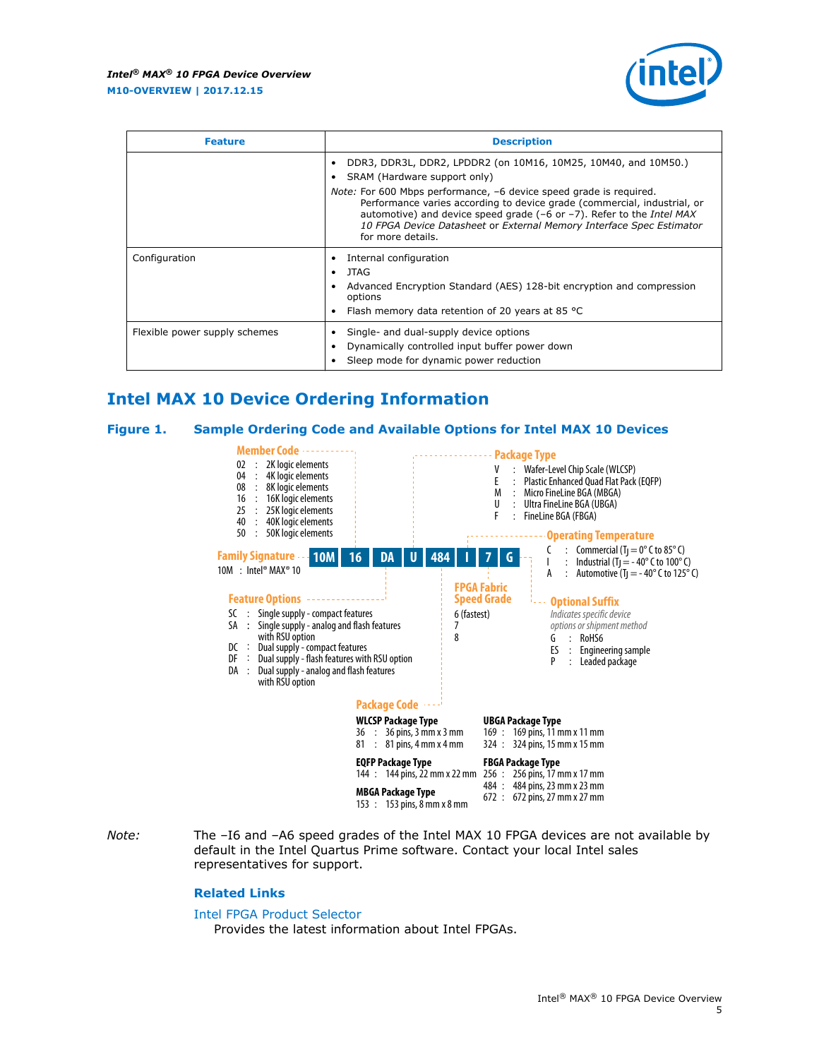| Feature | Description |
| --- | --- |
| | • DDR3, DDR3L, DDR2, LPDDR2 (on 10M16, 10M25, 10M40, and 10M50.)<br>• SRAM (Hardware support only)<br>*Note:* For 600 Mbps performance, –6 device speed grade is required. Performance varies according to device grade (commercial, industrial, or automotive) and device speed grade (–6 or –7). Refer to the *Intel MAX 10 FPGA Device Datasheet* or *External Memory Interface Spec Estimator* for more details. |
| Configuration | • Internal configuration<br>• JTAG<br>• Advanced Encryption Standard (AES) 128-bit encryption and compression options<br>• Flash memory data retention of 20 years at 85 °C |
| Flexible power supply schemes | • Single- and dual-supply device options<br>• Dynamically controlled input buffer power down<br>• Sleep mode for dynamic power reduction |

## Intel MAX 10 Device Ordering Information

### Figure 1. Sample Ordering Code and Available Options for Intel MAX 10 Devices

Sample ordering code: **10M 16 DA U 484 I 7 G**

**Family Signature**
10M : Intel® MAX® 10

**Member Code**
02 : 2K logic elements
04 : 4K logic elements
08 : 8K logic elements
16 : 16K logic elements
25 : 25K logic elements
40 : 40K logic elements
50 : 50K logic elements

**Feature Options**
SC : Single supply - compact features
SA : Single supply - analog and flash features with RSU option
DC : Dual supply - compact features
DF : Dual supply - flash features with RSU option
DA : Dual supply - analog and flash features with RSU option

**Package Type**
V : Wafer-Level Chip Scale (WLCSP)
E : Plastic Enhanced Quad Flat Pack (EQFP)
M : Micro FineLine BGA (MBGA)
U : Ultra FineLine BGA (UBGA)
F : FineLine BGA (FBGA)

**Package Code**

WLCSP Package Type
36 : 36 pins, 3 mm x 3 mm
81 : 81 pins, 4 mm x 4 mm

EQFP Package Type
144 : 144 pins, 22 mm x 22 mm

MBGA Package Type
153 : 153 pins, 8 mm x 8 mm

UBGA Package Type
169 : 169 pins, 11 mm x 11 mm
324 : 324 pins, 15 mm x 15 mm

FBGA Package Type
256 : 256 pins, 17 mm x 17 mm
484 : 484 pins, 23 mm x 23 mm
672 : 672 pins, 27 mm x 27 mm

**Operating Temperature**
C : Commercial ($T_J$ = 0° C to 85° C)
I : Industrial ($T_J$ = - 40° C to 100° C)
A : Automotive ($T_J$ = - 40° C to 125° C)

**FPGA Fabric Speed Grade**
6 (fastest)
7
8

**Optional Suffix**
*Indicates specific device options or shipment method*
G : RoHS6
ES : Engineering sample
P : Leaded package

*Note:* The –I6 and –A6 speed grades of the Intel MAX 10 FPGA devices are not available by default in the Intel Quartus Prime software. Contact your local Intel sales representatives for support.

#### Related Links

Intel FPGA Product Selector
Provides the latest information about Intel FPGAs.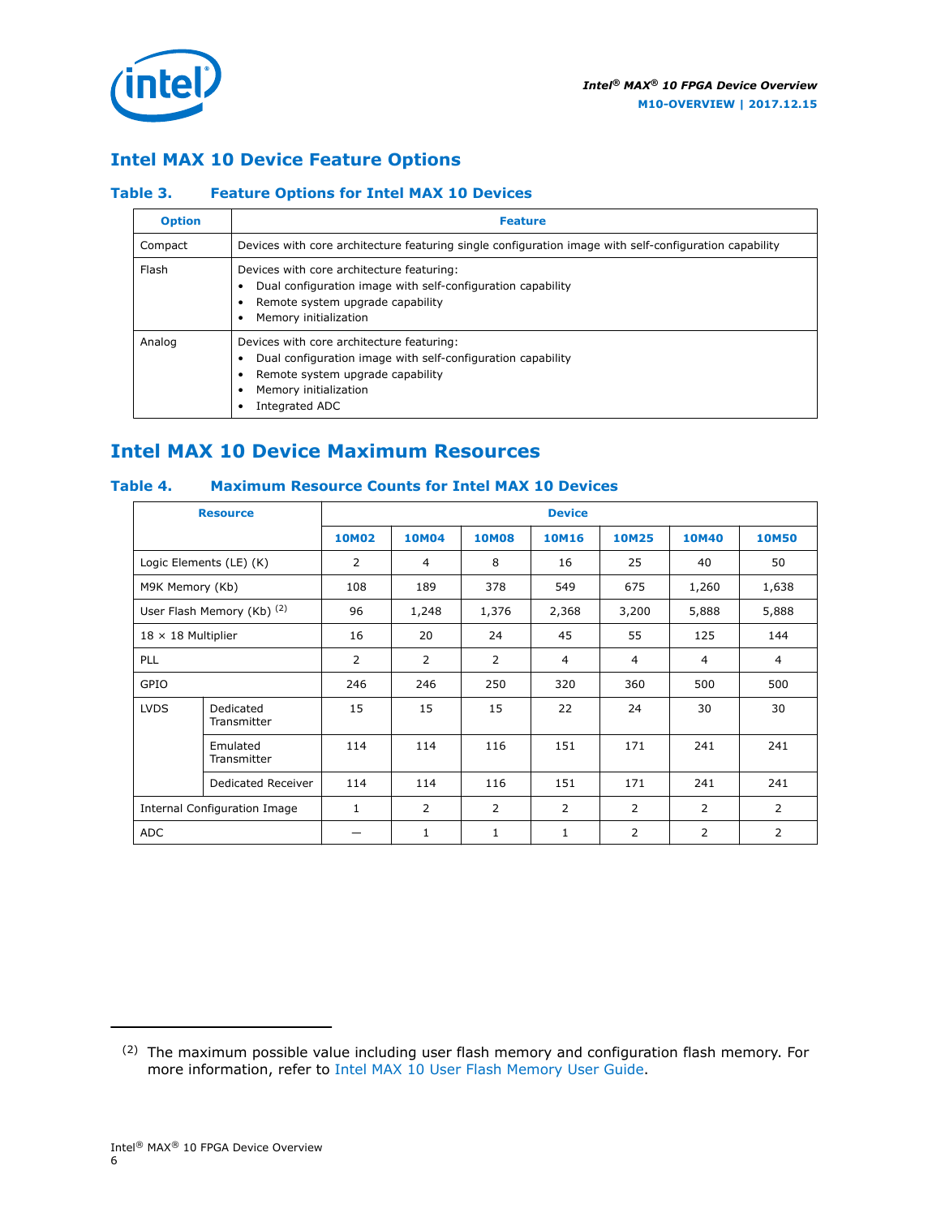## Intel MAX 10 Device Feature Options

### Table 3. Feature Options for Intel MAX 10 Devices

| Option | Feature |
|---|---|
| Compact | Devices with core architecture featuring single configuration image with self-configuration capability |
| Flash | Devices with core architecture featuring:<br>• Dual configuration image with self-configuration capability<br>• Remote system upgrade capability<br>• Memory initialization |
| Analog | Devices with core architecture featuring:<br>• Dual configuration image with self-configuration capability<br>• Remote system upgrade capability<br>• Memory initialization<br>• Integrated ADC |

## Intel MAX 10 Device Maximum Resources

### Table 4. Maximum Resource Counts for Intel MAX 10 Devices

| Resource | | Device | | | | | | |
|---|---|---|---|---|---|---|---|---|
| | | 10M02 | 10M04 | 10M08 | 10M16 | 10M25 | 10M40 | 10M50 |
| Logic Elements (LE) (K) | | 2 | 4 | 8 | 16 | 25 | 40 | 50 |
| M9K Memory (Kb) | | 108 | 189 | 378 | 549 | 675 | 1,260 | 1,638 |
| User Flash Memory (Kb) [(2)] | | 96 | 1,248 | 1,376 | 2,368 | 3,200 | 5,888 | 5,888 |
| 18 × 18 Multiplier | | 16 | 20 | 24 | 45 | 55 | 125 | 144 |
| PLL | | 2 | 2 | 2 | 4 | 4 | 4 | 4 |
| GPIO | | 246 | 246 | 250 | 320 | 360 | 500 | 500 |
| LVDS | Dedicated Transmitter | 15 | 15 | 15 | 22 | 24 | 30 | 30 |
| | Emulated Transmitter | 114 | 114 | 116 | 151 | 171 | 241 | 241 |
| | Dedicated Receiver | 114 | 114 | 116 | 151 | 171 | 241 | 241 |
| Internal Configuration Image | | 1 | 2 | 2 | 2 | 2 | 2 | 2 |
| ADC | | — | 1 | 1 | 1 | 2 | 2 | 2 |

(2) The maximum possible value including user flash memory and configuration flash memory. For more information, refer to Intel MAX 10 User Flash Memory User Guide.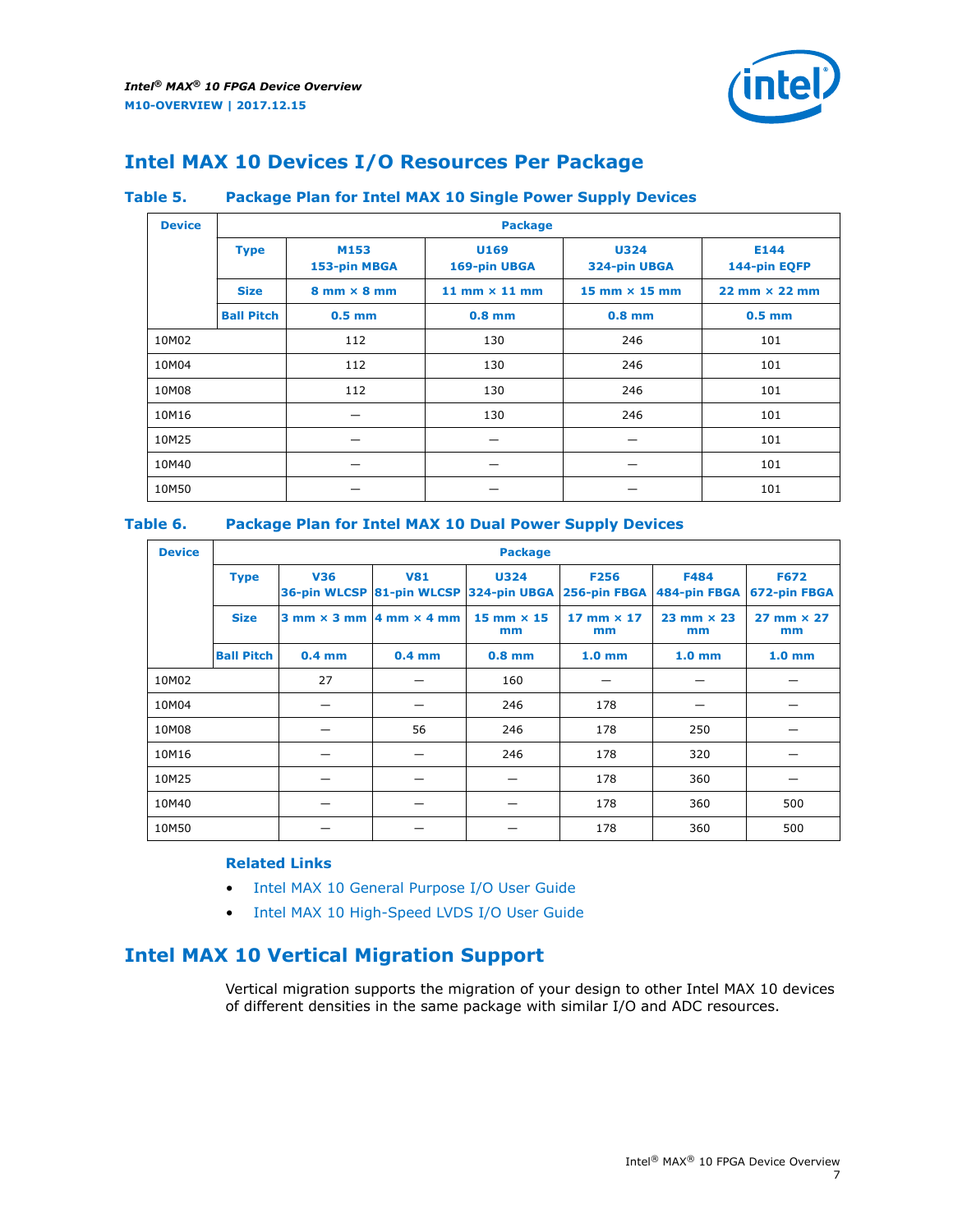## Intel MAX 10 Devices I/O Resources Per Package

**Table 5. Package Plan for Intel MAX 10 Single Power Supply Devices**

| Device | Package | | | | |
|---|---|---|---|---|---|
| | **Type** | **M153 153-pin MBGA** | **U169 169-pin UBGA** | **U324 324-pin UBGA** | **E144 144-pin EQFP** |
| | **Size** | **8 mm × 8 mm** | **11 mm × 11 mm** | **15 mm × 15 mm** | **22 mm × 22 mm** |
| | **Ball Pitch** | **0.5 mm** | **0.8 mm** | **0.8 mm** | **0.5 mm** |
| 10M02 | | 112 | 130 | 246 | 101 |
| 10M04 | | 112 | 130 | 246 | 101 |
| 10M08 | | 112 | 130 | 246 | 101 |
| 10M16 | | — | 130 | 246 | 101 |
| 10M25 | | — | — | — | 101 |
| 10M40 | | — | — | — | 101 |
| 10M50 | | — | — | — | 101 |

**Table 6. Package Plan for Intel MAX 10 Dual Power Supply Devices**

| Device | Package | | | | | | |
|---|---|---|---|---|---|---|---|
| | **Type** | **V36 36-pin WLCSP** | **V81 81-pin WLCSP** | **U324 324-pin UBGA** | **F256 256-pin FBGA** | **F484 484-pin FBGA** | **F672 672-pin FBGA** |
| | **Size** | **3 mm × 3 mm** | **4 mm × 4 mm** | **15 mm × 15 mm** | **17 mm × 17 mm** | **23 mm × 23 mm** | **27 mm × 27 mm** |
| | **Ball Pitch** | **0.4 mm** | **0.4 mm** | **0.8 mm** | **1.0 mm** | **1.0 mm** | **1.0 mm** |
| 10M02 | | 27 | — | 160 | — | — | — |
| 10M04 | | — | — | 246 | 178 | — | — |
| 10M08 | | — | 56 | 246 | 178 | 250 | — |
| 10M16 | | — | — | 246 | 178 | 320 | — |
| 10M25 | | — | — | — | 178 | 360 | — |
| 10M40 | | — | — | — | 178 | 360 | 500 |
| 10M50 | | — | — | — | 178 | 360 | 500 |

**Related Links**

- Intel MAX 10 General Purpose I/O User Guide
- Intel MAX 10 High-Speed LVDS I/O User Guide

## Intel MAX 10 Vertical Migration Support

Vertical migration supports the migration of your design to other Intel MAX 10 devices of different densities in the same package with similar I/O and ADC resources.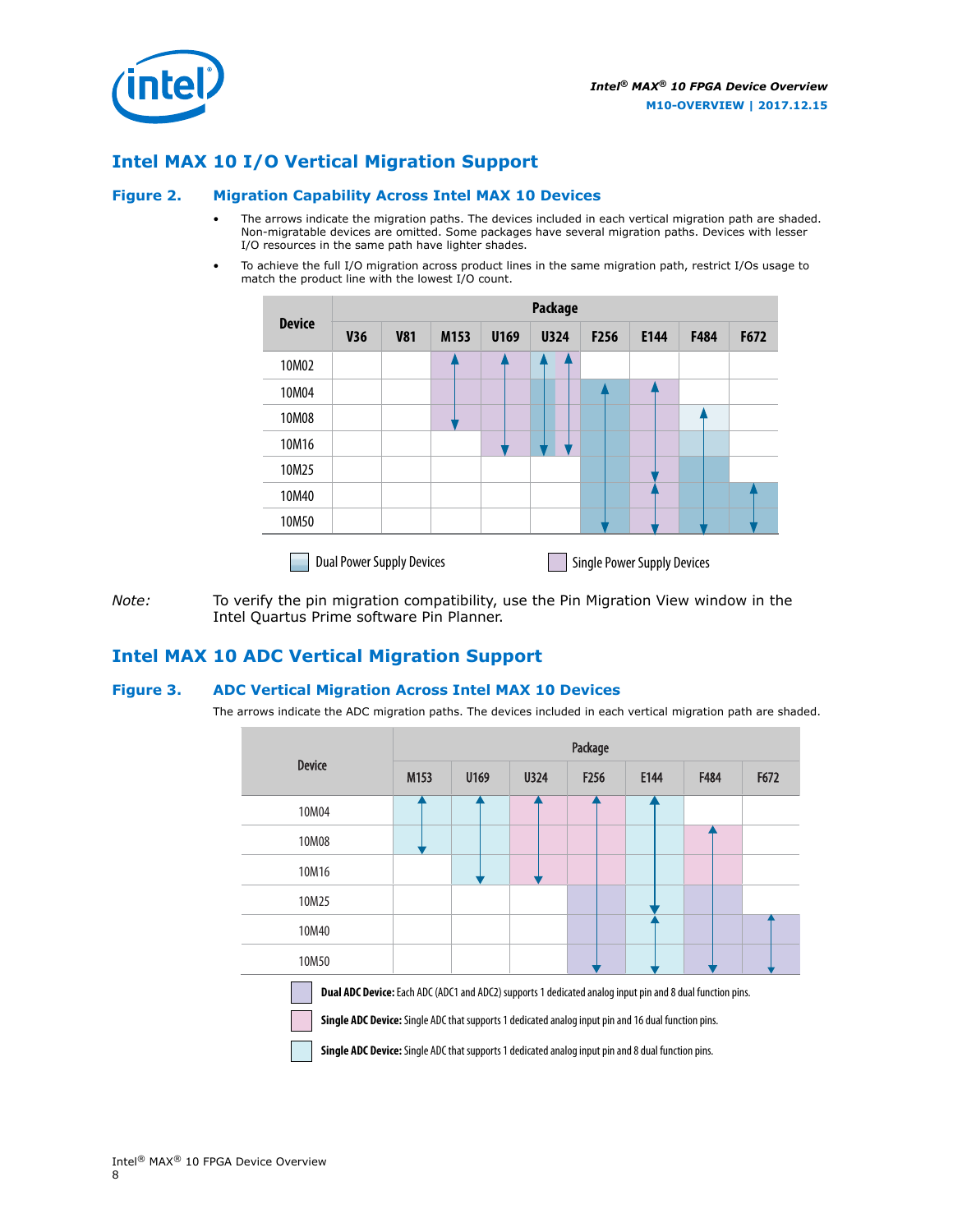## Intel MAX 10 I/O Vertical Migration Support

### Figure 2. Migration Capability Across Intel MAX 10 Devices

- The arrows indicate the migration paths. The devices included in each vertical migration path are shaded. Non-migratable devices are omitted. Some packages have several migration paths. Devices with lesser I/O resources in the same path have lighter shades.
- To achieve the full I/O migration across product lines in the same migration path, restrict I/Os usage to match the product line with the lowest I/O count.

| Device | Package | | | | | | | | |
|---|---|---|---|---|---|---|---|---|---|
| | V36 | V81 | M153 | U169 | U324 | F256 | E144 | F484 | F672 |
| 10M02 | | | | | | | | | |
| 10M04 | | | | | | | | | |
| 10M08 | | | | | | | | | |
| 10M16 | | | | | | | | | |
| 10M25 | | | | | | | | | |
| 10M40 | | | | | | | | | |
| 10M50 | | | | | | | | | |

Dual Power Supply Devices    Single Power Supply Devices

*Note:* To verify the pin migration compatibility, use the Pin Migration View window in the Intel Quartus Prime software Pin Planner.

## Intel MAX 10 ADC Vertical Migration Support

### Figure 3. ADC Vertical Migration Across Intel MAX 10 Devices

The arrows indicate the ADC migration paths. The devices included in each vertical migration path are shaded.

| Device | Package | | | | | | |
|---|---|---|---|---|---|---|---|
| | M153 | U169 | U324 | F256 | E144 | F484 | F672 |
| 10M04 | | | | | | | |
| 10M08 | | | | | | | |
| 10M16 | | | | | | | |
| 10M25 | | | | | | | |
| 10M40 | | | | | | | |
| 10M50 | | | | | | | |

**Dual ADC Device:** Each ADC (ADC1 and ADC2) supports 1 dedicated analog input pin and 8 dual function pins.

**Single ADC Device:** Single ADC that supports 1 dedicated analog input pin and 16 dual function pins.

**Single ADC Device:** Single ADC that supports 1 dedicated analog input pin and 8 dual function pins.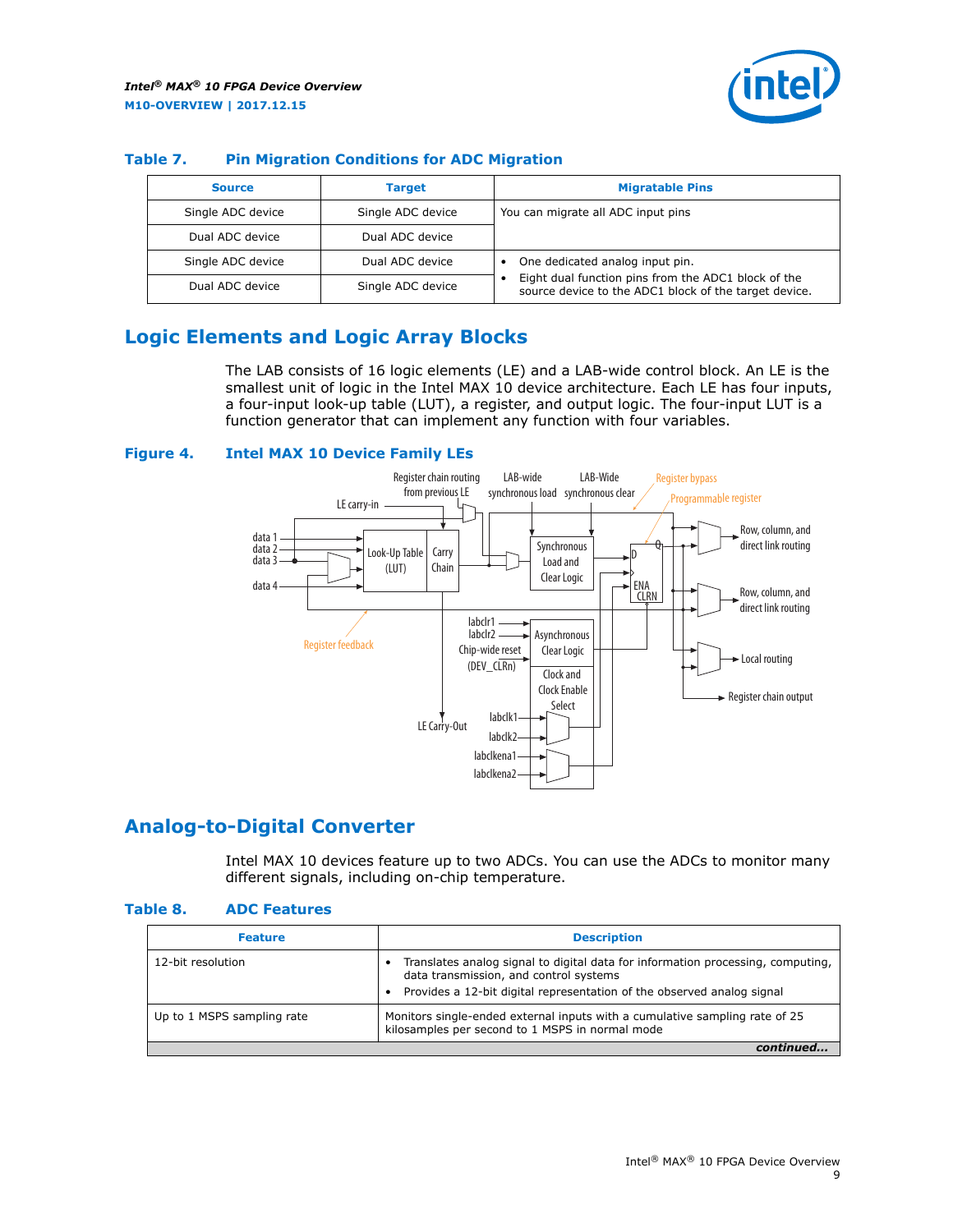**Table 7. Pin Migration Conditions for ADC Migration**

| Source | Target | Migratable Pins |
|---|---|---|
| Single ADC device | Single ADC device | You can migrate all ADC input pins |
| Dual ADC device | Dual ADC device | |
| Single ADC device | Dual ADC device | • One dedicated analog input pin. • Eight dual function pins from the ADC1 block of the source device to the ADC1 block of the target device. |
| Dual ADC device | Single ADC device | |

## Logic Elements and Logic Array Blocks

The LAB consists of 16 logic elements (LE) and a LAB-wide control block. An LE is the smallest unit of logic in the Intel MAX 10 device architecture. Each LE has four inputs, a four-input look-up table (LUT), a register, and output logic. The four-input LUT is a function generator that can implement any function with four variables.

**Figure 4. Intel MAX 10 Device Family LEs**

## Analog-to-Digital Converter

Intel MAX 10 devices feature up to two ADCs. You can use the ADCs to monitor many different signals, including on-chip temperature.

**Table 8. ADC Features**

| Feature | Description |
|---|---|
| 12-bit resolution | • Translates analog signal to digital data for information processing, computing, data transmission, and control systems<br>• Provides a 12-bit digital representation of the observed analog signal |
| Up to 1 MSPS sampling rate | Monitors single-ended external inputs with a cumulative sampling rate of 25 kilosamples per second to 1 MSPS in normal mode |

*continued...*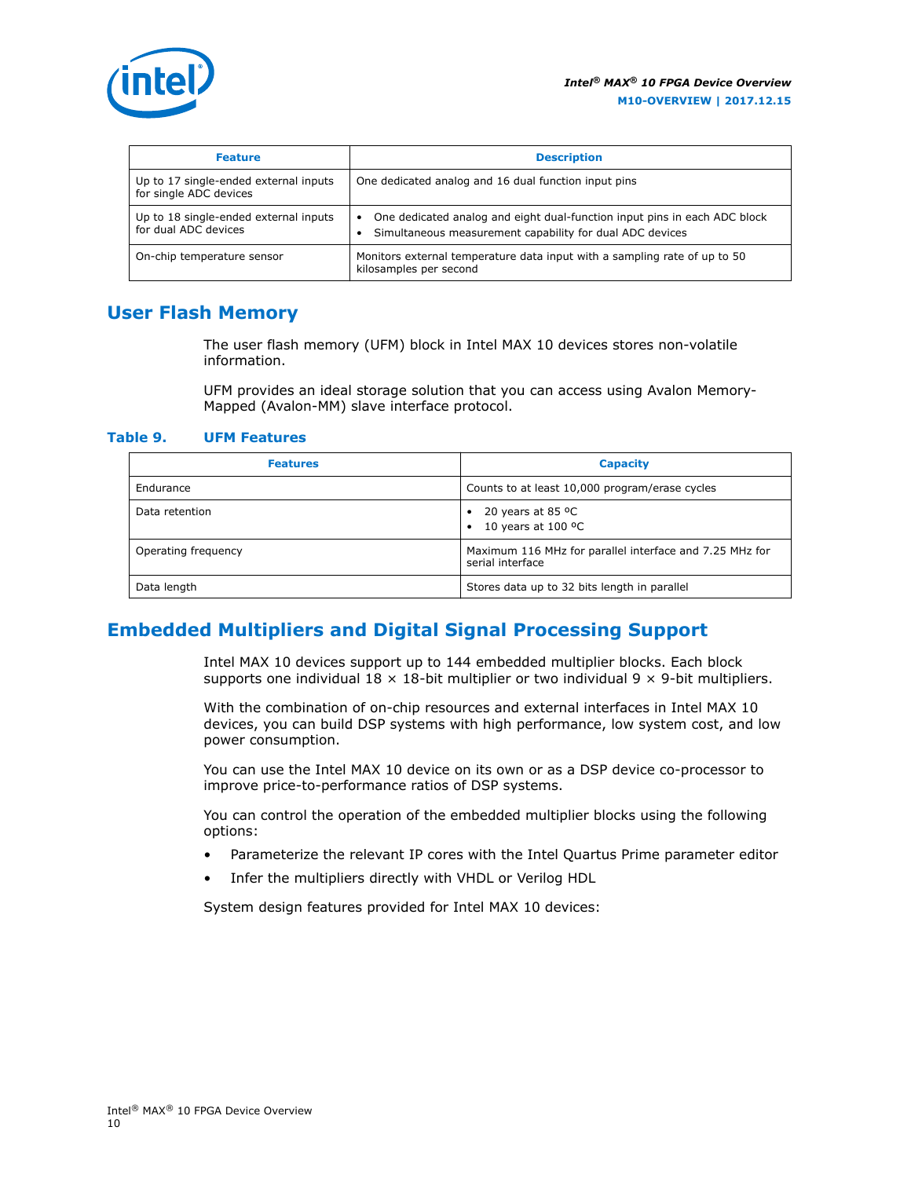| Feature | Description |
| --- | --- |
| Up to 17 single-ended external inputs for single ADC devices | One dedicated analog and 16 dual function input pins |
| Up to 18 single-ended external inputs for dual ADC devices | • One dedicated analog and eight dual-function input pins in each ADC block<br>• Simultaneous measurement capability for dual ADC devices |
| On-chip temperature sensor | Monitors external temperature data input with a sampling rate of up to 50 kilosamples per second |

## User Flash Memory

The user flash memory (UFM) block in Intel MAX 10 devices stores non-volatile information.

UFM provides an ideal storage solution that you can access using Avalon Memory-Mapped (Avalon-MM) slave interface protocol.

**Table 9. UFM Features**

| Features | Capacity |
| --- | --- |
| Endurance | Counts to at least 10,000 program/erase cycles |
| Data retention | • 20 years at 85 ºC<br>• 10 years at 100 ºC |
| Operating frequency | Maximum 116 MHz for parallel interface and 7.25 MHz for serial interface |
| Data length | Stores data up to 32 bits length in parallel |

## Embedded Multipliers and Digital Signal Processing Support

Intel MAX 10 devices support up to 144 embedded multiplier blocks. Each block supports one individual 18 × 18-bit multiplier or two individual 9 × 9-bit multipliers.

With the combination of on-chip resources and external interfaces in Intel MAX 10 devices, you can build DSP systems with high performance, low system cost, and low power consumption.

You can use the Intel MAX 10 device on its own or as a DSP device co-processor to improve price-to-performance ratios of DSP systems.

You can control the operation of the embedded multiplier blocks using the following options:

- Parameterize the relevant IP cores with the Intel Quartus Prime parameter editor
- Infer the multipliers directly with VHDL or Verilog HDL

System design features provided for Intel MAX 10 devices: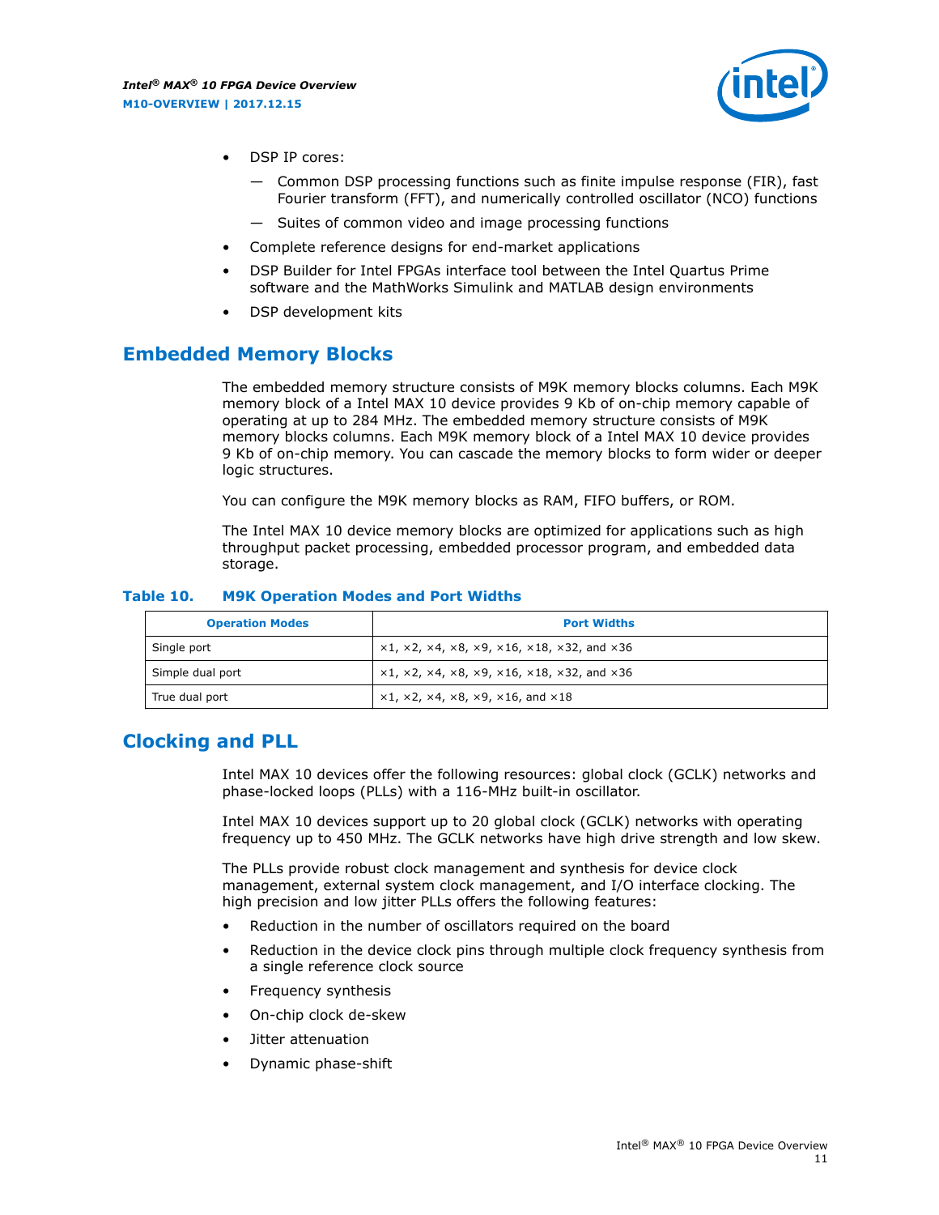- DSP IP cores:
  - Common DSP processing functions such as finite impulse response (FIR), fast Fourier transform (FFT), and numerically controlled oscillator (NCO) functions
  - Suites of common video and image processing functions
- Complete reference designs for end-market applications
- DSP Builder for Intel FPGAs interface tool between the Intel Quartus Prime software and the MathWorks Simulink and MATLAB design environments
- DSP development kits

## Embedded Memory Blocks

The embedded memory structure consists of M9K memory blocks columns. Each M9K memory block of a Intel MAX 10 device provides 9 Kb of on-chip memory capable of operating at up to 284 MHz. The embedded memory structure consists of M9K memory blocks columns. Each M9K memory block of a Intel MAX 10 device provides 9 Kb of on-chip memory. You can cascade the memory blocks to form wider or deeper logic structures.

You can configure the M9K memory blocks as RAM, FIFO buffers, or ROM.

The Intel MAX 10 device memory blocks are optimized for applications such as high throughput packet processing, embedded processor program, and embedded data storage.

**Table 10. M9K Operation Modes and Port Widths**

| Operation Modes | Port Widths |
|---|---|
| Single port | ×1, ×2, ×4, ×8, ×9, ×16, ×18, ×32, and ×36 |
| Simple dual port | ×1, ×2, ×4, ×8, ×9, ×16, ×18, ×32, and ×36 |
| True dual port | ×1, ×2, ×4, ×8, ×9, ×16, and ×18 |

## Clocking and PLL

Intel MAX 10 devices offer the following resources: global clock (GCLK) networks and phase-locked loops (PLLs) with a 116-MHz built-in oscillator.

Intel MAX 10 devices support up to 20 global clock (GCLK) networks with operating frequency up to 450 MHz. The GCLK networks have high drive strength and low skew.

The PLLs provide robust clock management and synthesis for device clock management, external system clock management, and I/O interface clocking. The high precision and low jitter PLLs offers the following features:

- Reduction in the number of oscillators required on the board
- Reduction in the device clock pins through multiple clock frequency synthesis from a single reference clock source
- Frequency synthesis
- On-chip clock de-skew
- Jitter attenuation
- Dynamic phase-shift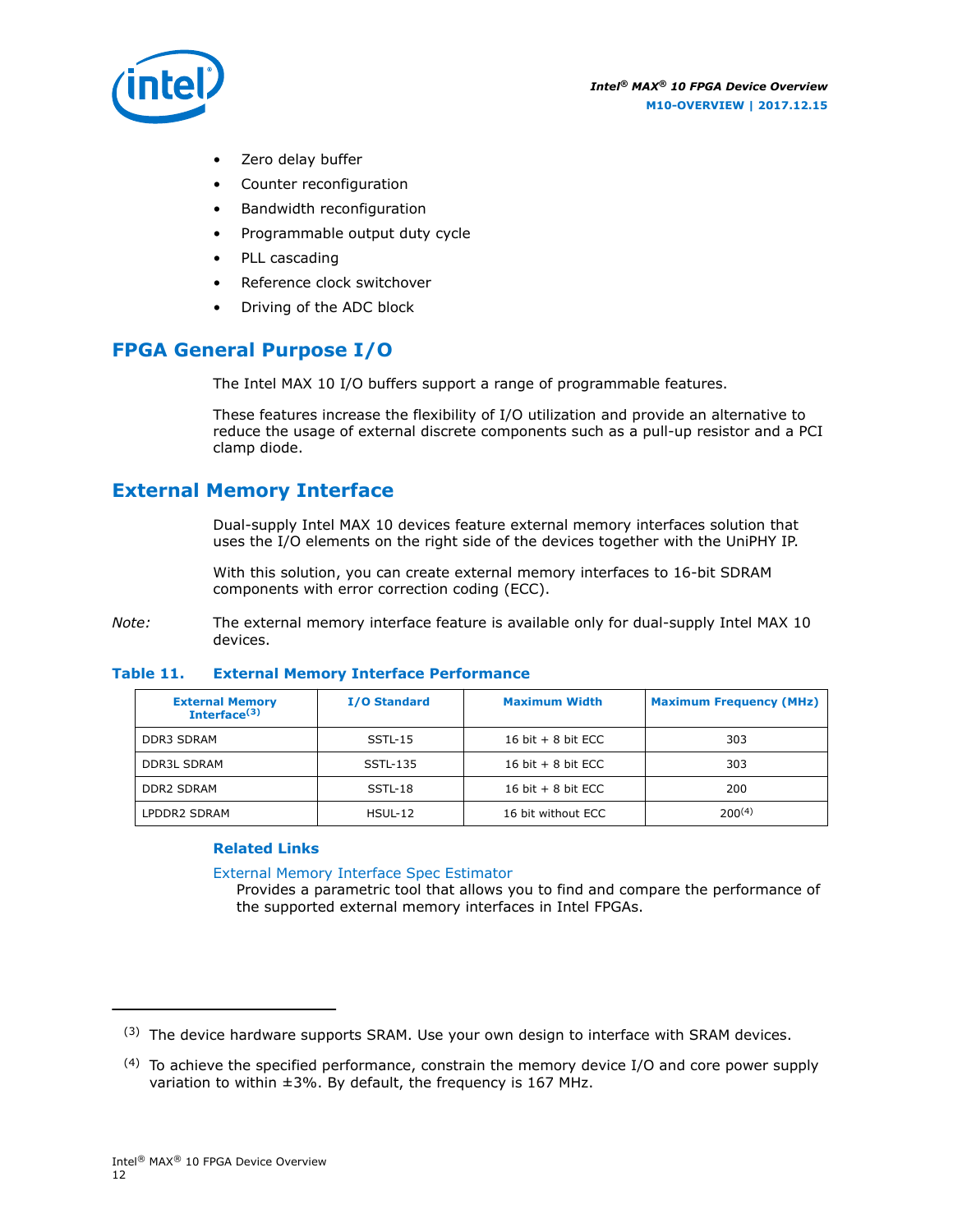- Zero delay buffer
- Counter reconfiguration
- Bandwidth reconfiguration
- Programmable output duty cycle
- PLL cascading
- Reference clock switchover
- Driving of the ADC block

## FPGA General Purpose I/O

The Intel MAX 10 I/O buffers support a range of programmable features.

These features increase the flexibility of I/O utilization and provide an alternative to reduce the usage of external discrete components such as a pull-up resistor and a PCI clamp diode.

## External Memory Interface

Dual-supply Intel MAX 10 devices feature external memory interfaces solution that uses the I/O elements on the right side of the devices together with the UniPHY IP.

With this solution, you can create external memory interfaces to 16-bit SDRAM components with error correction coding (ECC).

*Note:* The external memory interface feature is available only for dual-supply Intel MAX 10 devices.

**Table 11. External Memory Interface Performance**

| External Memory Interface[3] | I/O Standard | Maximum Width | Maximum Frequency (MHz) |
|---|---|---|---|
| DDR3 SDRAM | SSTL-15 | 16 bit + 8 bit ECC | 303 |
| DDR3L SDRAM | SSTL-135 | 16 bit + 8 bit ECC | 303 |
| DDR2 SDRAM | SSTL-18 | 16 bit + 8 bit ECC | 200 |
| LPDDR2 SDRAM | HSUL-12 | 16 bit without ECC | 200[4] |

### Related Links

External Memory Interface Spec Estimator

Provides a parametric tool that allows you to find and compare the performance of the supported external memory interfaces in Intel FPGAs.

---

[3] The device hardware supports SRAM. Use your own design to interface with SRAM devices.

[4] To achieve the specified performance, constrain the memory device I/O and core power supply variation to within ±3%. By default, the frequency is 167 MHz.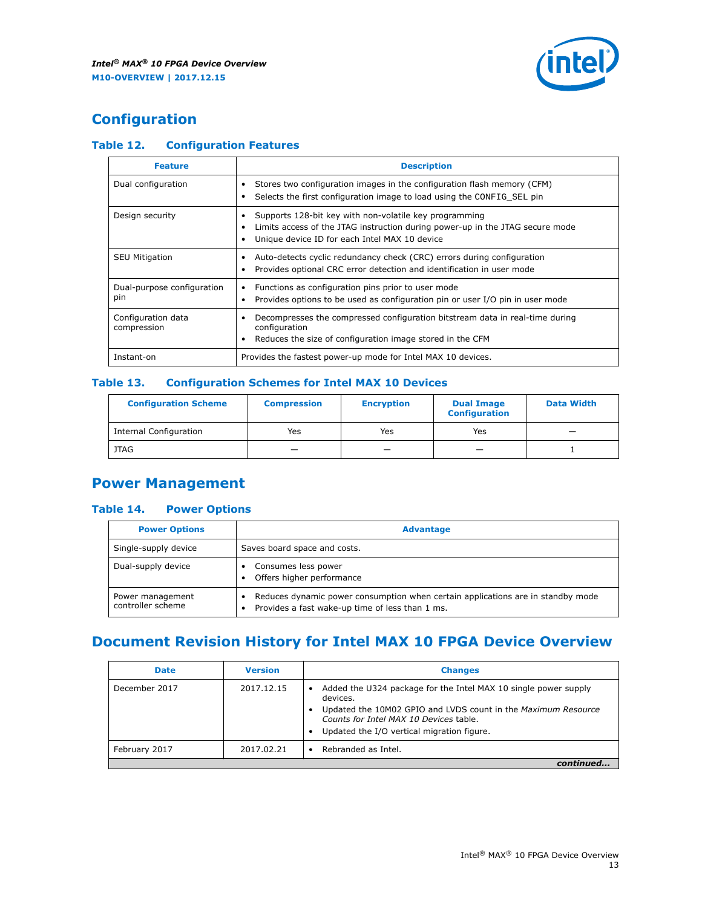## Configuration

### Table 12. Configuration Features

| Feature | Description |
|---|---|
| Dual configuration | • Stores two configuration images in the configuration flash memory (CFM) <br> • Selects the first configuration image to load using the CONFIG_SEL pin |
| Design security | • Supports 128-bit key with non-volatile key programming <br> • Limits access of the JTAG instruction during power-up in the JTAG secure mode <br> • Unique device ID for each Intel MAX 10 device |
| SEU Mitigation | • Auto-detects cyclic redundancy check (CRC) errors during configuration <br> • Provides optional CRC error detection and identification in user mode |
| Dual-purpose configuration pin | • Functions as configuration pins prior to user mode <br> • Provides options to be used as configuration pin or user I/O pin in user mode |
| Configuration data compression | • Decompresses the compressed configuration bitstream data in real-time during configuration <br> • Reduces the size of configuration image stored in the CFM |
| Instant-on | Provides the fastest power-up mode for Intel MAX 10 devices. |

### Table 13. Configuration Schemes for Intel MAX 10 Devices

| Configuration Scheme | Compression | Encryption | Dual Image Configuration | Data Width |
|---|---|---|---|---|
| Internal Configuration | Yes | Yes | Yes | — |
| JTAG | — | — | — | 1 |

## Power Management

### Table 14. Power Options

| Power Options | Advantage |
|---|---|
| Single-supply device | Saves board space and costs. |
| Dual-supply device | • Consumes less power <br> • Offers higher performance |
| Power management controller scheme | • Reduces dynamic power consumption when certain applications are in standby mode <br> • Provides a fast wake-up time of less than 1 ms. |

## Document Revision History for Intel MAX 10 FPGA Device Overview

| Date | Version | Changes |
|---|---|---|
| December 2017 | 2017.12.15 | • Added the U324 package for the Intel MAX 10 single power supply devices. <br> • Updated the 10M02 GPIO and LVDS count in the *Maximum Resource Counts for Intel MAX 10 Devices* table. <br> • Updated the I/O vertical migration figure. |
| February 2017 | 2017.02.21 | • Rebranded as Intel. |

*continued...*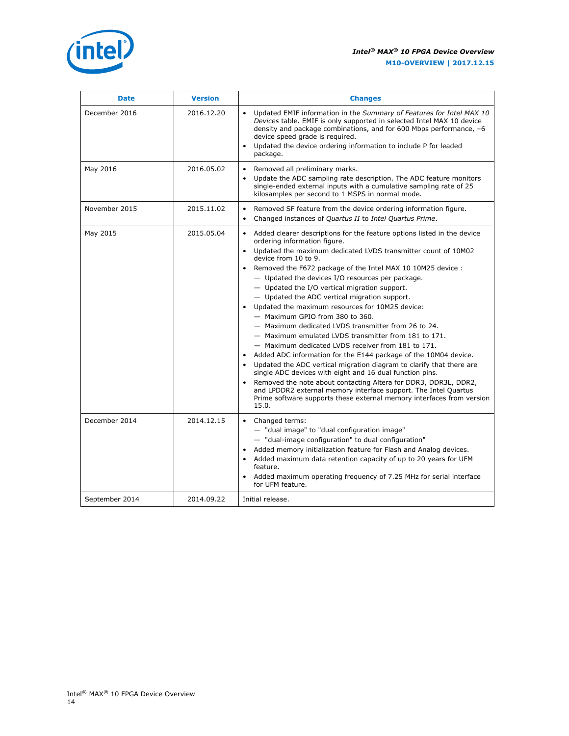| Date | Version | Changes |
| --- | --- | --- |
| December 2016 | 2016.12.20 | • Updated EMIF information in the *Summary of Features for Intel MAX 10 Devices* table. EMIF is only supported in selected Intel MAX 10 device density and package combinations, and for 600 Mbps performance, –6 device speed grade is required.<br>• Updated the device ordering information to include P for leaded package. |
| May 2016 | 2016.05.02 | • Removed all preliminary marks.<br>• Update the ADC sampling rate description. The ADC feature monitors single-ended external inputs with a cumulative sampling rate of 25 kilosamples per second to 1 MSPS in normal mode. |
| November 2015 | 2015.11.02 | • Removed SF feature from the device ordering information figure.<br>• Changed instances of *Quartus II* to *Intel Quartus Prime*. |
| May 2015 | 2015.05.04 | • Added clearer descriptions for the feature options listed in the device ordering information figure.<br>• Updated the maximum dedicated LVDS transmitter count of 10M02 device from 10 to 9.<br>• Removed the F672 package of the Intel MAX 10 10M25 device :<br>— Updated the devices I/O resources per package.<br>— Updated the I/O vertical migration support.<br>— Updated the ADC vertical migration support.<br>• Updated the maximum resources for 10M25 device:<br>— Maximum GPIO from 380 to 360.<br>— Maximum dedicated LVDS transmitter from 26 to 24.<br>— Maximum emulated LVDS transmitter from 181 to 171.<br>— Maximum dedicated LVDS receiver from 181 to 171.<br>• Added ADC information for the E144 package of the 10M04 device.<br>• Updated the ADC vertical migration diagram to clarify that there are single ADC devices with eight and 16 dual function pins.<br>• Removed the note about contacting Altera for DDR3, DDR3L, DDR2, and LPDDR2 external memory interface support. The Intel Quartus Prime software supports these external memory interfaces from version 15.0. |
| December 2014 | 2014.12.15 | • Changed terms:<br>— "dual image" to "dual configuration image"<br>— "dual-image configuration" to dual configuration"<br>• Added memory initialization feature for Flash and Analog devices.<br>• Added maximum data retention capacity of up to 20 years for UFM feature.<br>• Added maximum operating frequency of 7.25 MHz for serial interface for UFM feature. |
| September 2014 | 2014.09.22 | Initial release. |